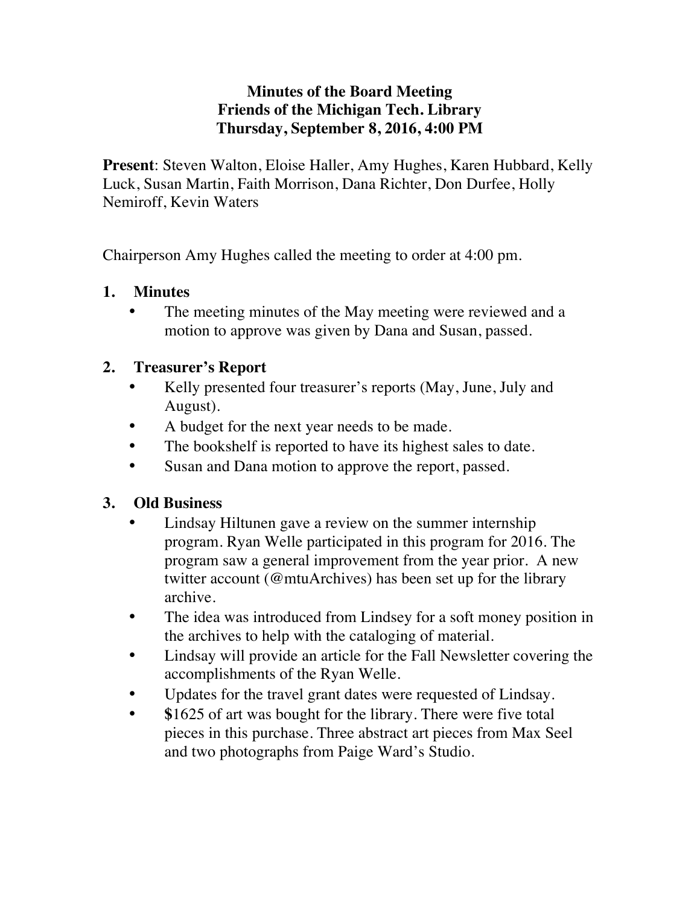# Minutes of the Board Meeting
# Friends of the Michigan Tech. Library
# Thursday, September 8, 2016, 4:00 PM

**Present**: Steven Walton, Eloise Haller, Amy Hughes, Karen Hubbard, Kelly Luck, Susan Martin, Faith Morrison, Dana Richter, Don Durfee, Holly Nemiroff, Kevin Waters

Chairperson Amy Hughes called the meeting to order at 4:00 pm.

## 1. Minutes

- The meeting minutes of the May meeting were reviewed and a motion to approve was given by Dana and Susan, passed.

## 2. Treasurer's Report

- Kelly presented four treasurer's reports (May, June, July and August).
- A budget for the next year needs to be made.
- The bookshelf is reported to have its highest sales to date.
- Susan and Dana motion to approve the report, passed.

## 3. Old Business

- Lindsay Hiltunen gave a review on the summer internship program. Ryan Welle participated in this program for 2016. The program saw a general improvement from the year prior. A new twitter account (@mtuArchives) has been set up for the library archive.
- The idea was introduced from Lindsey for a soft money position in the archives to help with the cataloging of material.
- Lindsay will provide an article for the Fall Newsletter covering the accomplishments of the Ryan Welle.
- Updates for the travel grant dates were requested of Lindsay.
- **$**1625 of art was bought for the library. There were five total pieces in this purchase. Three abstract art pieces from Max Seel and two photographs from Paige Ward's Studio.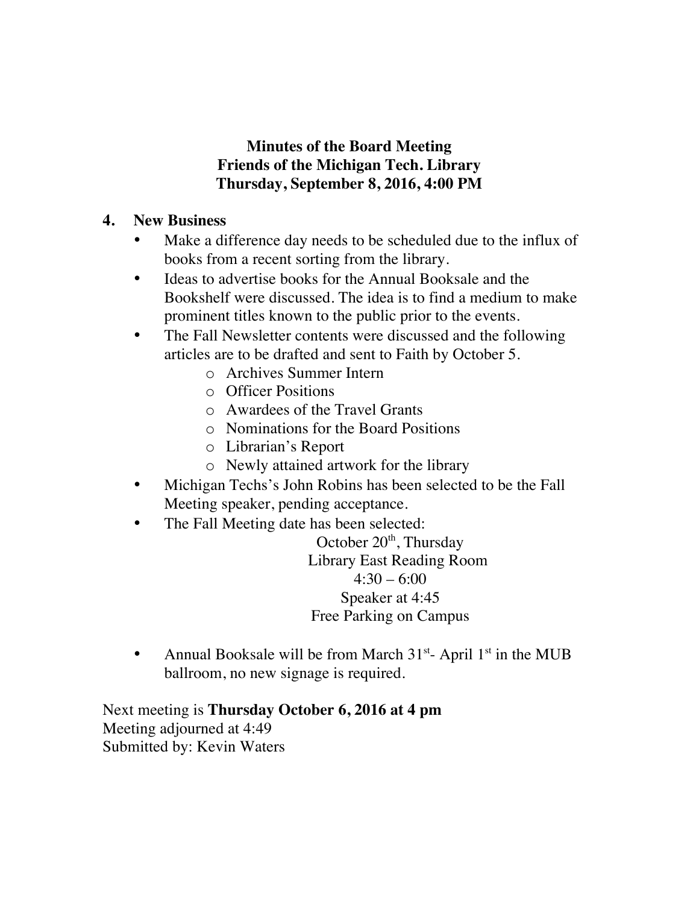**Minutes of the Board Meeting**
**Friends of the Michigan Tech. Library**
**Thursday, September 8, 2016, 4:00 PM**

4. **New Business**
   - Make a difference day needs to be scheduled due to the influx of books from a recent sorting from the library.
   - Ideas to advertise books for the Annual Booksale and the Bookshelf were discussed. The idea is to find a medium to make prominent titles known to the public prior to the events.
   - The Fall Newsletter contents were discussed and the following articles are to be drafted and sent to Faith by October 5.
     - Archives Summer Intern
     - Officer Positions
     - Awardees of the Travel Grants
     - Nominations for the Board Positions
     - Librarian's Report
     - Newly attained artwork for the library
   - Michigan Techs's John Robins has been selected to be the Fall Meeting speaker, pending acceptance.
   - The Fall Meeting date has been selected:

     October 20th, Thursday
     Library East Reading Room
     4:30 – 6:00
     Speaker at 4:45
     Free Parking on Campus

   - Annual Booksale will be from March 31st- April 1st in the MUB ballroom, no new signage is required.

Next meeting is **Thursday October 6, 2016 at 4 pm**
Meeting adjourned at 4:49
Submitted by: Kevin Waters